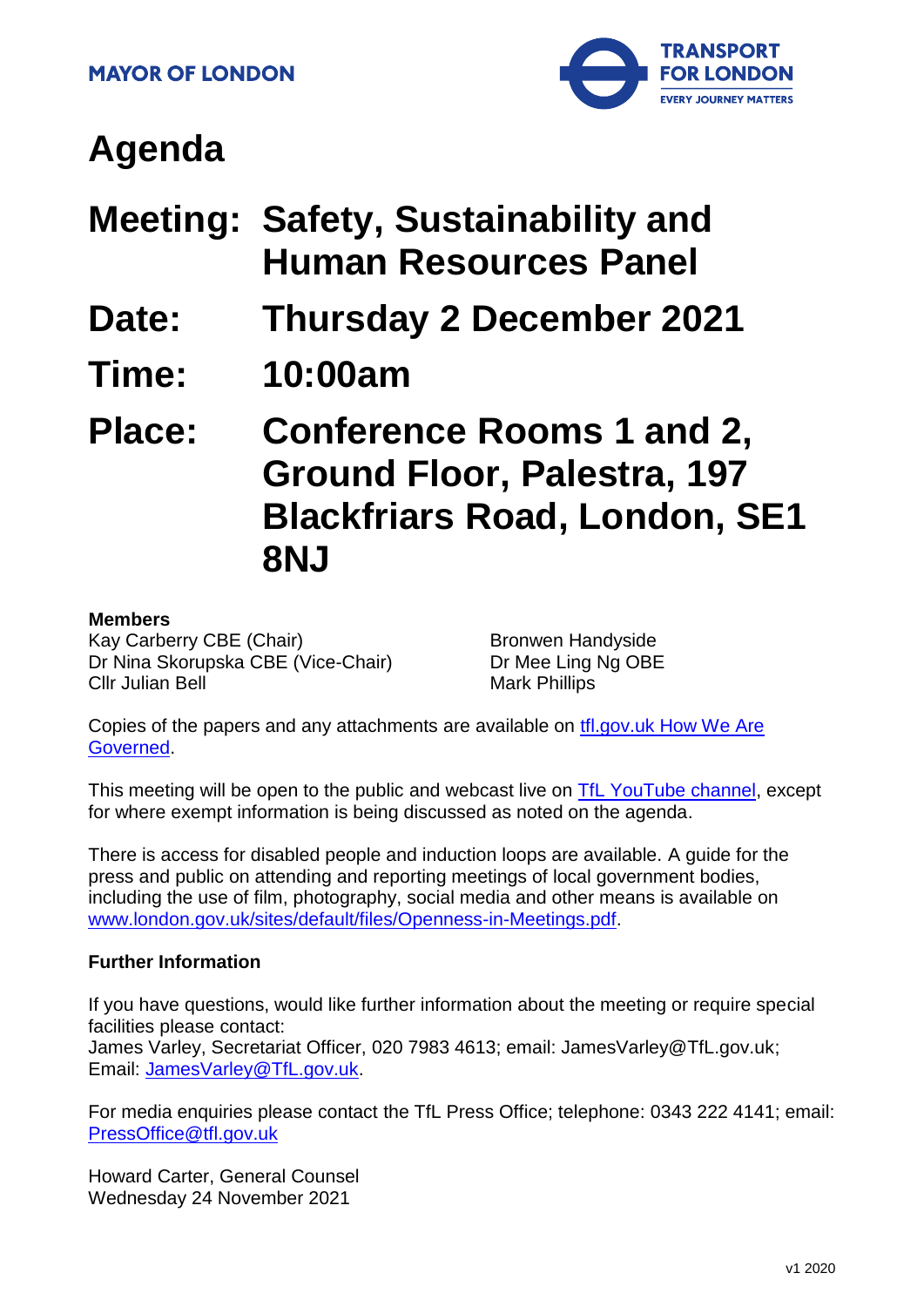**MAYOR OF LONDON**

**TRANSPORT FOR LONDON**
**EVERY JOURNEY MATTERS**

# Agenda

## Meeting: Safety, Sustainability and Human Resources Panel

## Date: Thursday 2 December 2021

## Time: 10:00am

## Place: Conference Rooms 1 and 2, Ground Floor, Palestra, 197 Blackfriars Road, London, SE1 8NJ

**Members**

Kay Carberry CBE (Chair)
Dr Nina Skorupska CBE (Vice-Chair)
Cllr Julian Bell
Bronwen Handyside
Dr Mee Ling Ng OBE
Mark Phillips

Copies of the papers and any attachments are available on tfl.gov.uk How We Are Governed.

This meeting will be open to the public and webcast live on TfL YouTube channel, except for where exempt information is being discussed as noted on the agenda.

There is access for disabled people and induction loops are available. A guide for the press and public on attending and reporting meetings of local government bodies, including the use of film, photography, social media and other means is available on www.london.gov.uk/sites/default/files/Openness-in-Meetings.pdf.

**Further Information**

If you have questions, would like further information about the meeting or require special facilities please contact:
James Varley, Secretariat Officer, 020 7983 4613; email: JamesVarley@TfL.gov.uk;
Email: JamesVarley@TfL.gov.uk.

For media enquiries please contact the TfL Press Office; telephone: 0343 222 4141; email: PressOffice@tfl.gov.uk

Howard Carter, General Counsel
Wednesday 24 November 2021

v1 2020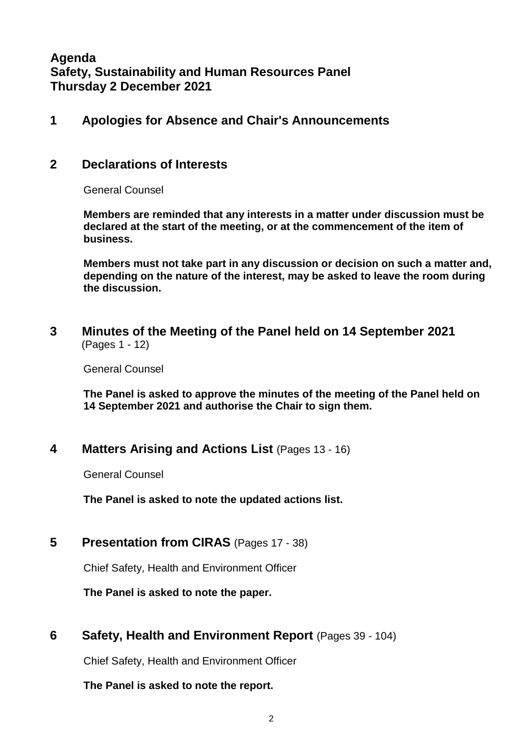# Agenda
# Safety, Sustainability and Human Resources Panel
# Thursday 2 December 2021

## 1 Apologies for Absence and Chair's Announcements

## 2 Declarations of Interests

General Counsel

**Members are reminded that any interests in a matter under discussion must be declared at the start of the meeting, or at the commencement of the item of business.**

**Members must not take part in any discussion or decision on such a matter and, depending on the nature of the interest, may be asked to leave the room during the discussion.**

## 3 Minutes of the Meeting of the Panel held on 14 September 2021 (Pages 1 - 12)

General Counsel

**The Panel is asked to approve the minutes of the meeting of the Panel held on 14 September 2021 and authorise the Chair to sign them.**

## 4 Matters Arising and Actions List (Pages 13 - 16)

General Counsel

**The Panel is asked to note the updated actions list.**

## 5 Presentation from CIRAS (Pages 17 - 38)

Chief Safety, Health and Environment Officer

**The Panel is asked to note the paper.**

## 6 Safety, Health and Environment Report (Pages 39 - 104)

Chief Safety, Health and Environment Officer

**The Panel is asked to note the report.**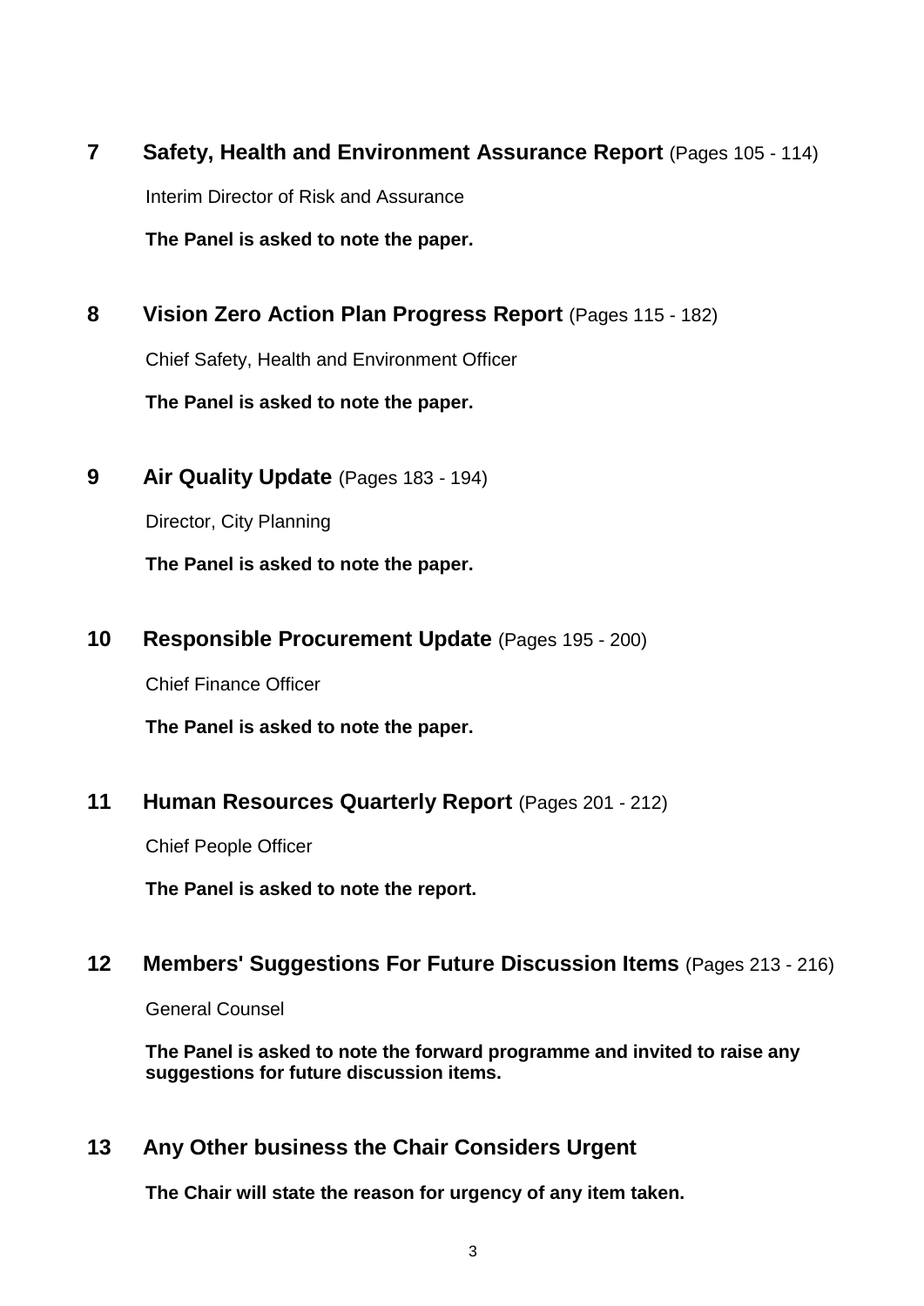## 7 Safety, Health and Environment Assurance Report (Pages 105 - 114)

Interim Director of Risk and Assurance

**The Panel is asked to note the paper.**

## 8 Vision Zero Action Plan Progress Report (Pages 115 - 182)

Chief Safety, Health and Environment Officer

**The Panel is asked to note the paper.**

## 9 Air Quality Update (Pages 183 - 194)

Director, City Planning

**The Panel is asked to note the paper.**

## 10 Responsible Procurement Update (Pages 195 - 200)

Chief Finance Officer

**The Panel is asked to note the paper.**

## 11 Human Resources Quarterly Report (Pages 201 - 212)

Chief People Officer

**The Panel is asked to note the report.**

## 12 Members' Suggestions For Future Discussion Items (Pages 213 - 216)

General Counsel

**The Panel is asked to note the forward programme and invited to raise any suggestions for future discussion items.**

## 13 Any Other business the Chair Considers Urgent

**The Chair will state the reason for urgency of any item taken.**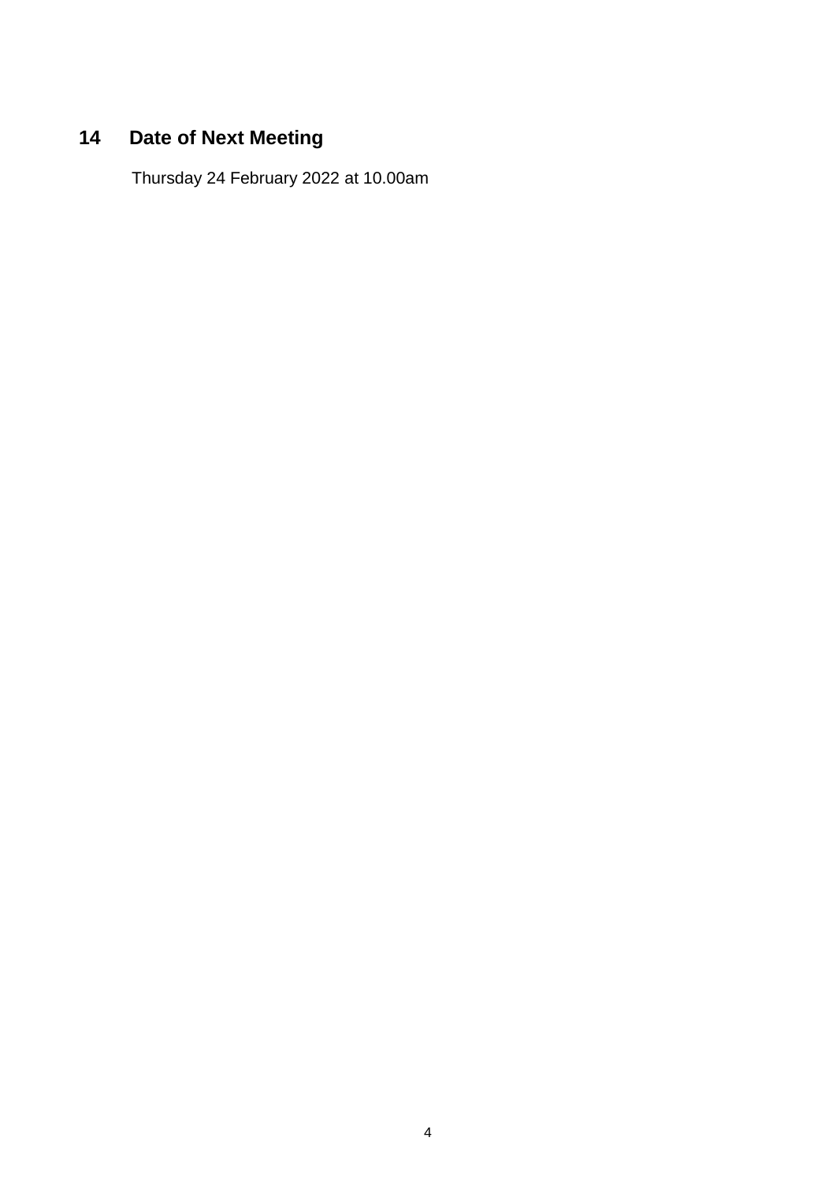## 14 Date of Next Meeting

Thursday 24 February 2022 at 10.00am